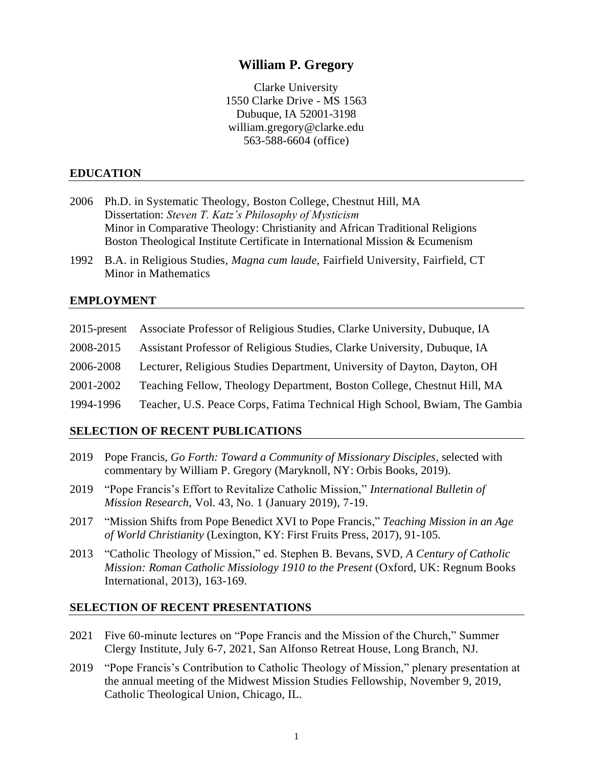# William P. Gregory

Clarke University
1550 Clarke Drive - MS 1563
Dubuque, IA 52001-3198
william.gregory@clarke.edu
563-588-6604 (office)

## EDUCATION

2006 Ph.D. in Systematic Theology, Boston College, Chestnut Hill, MA
Dissertation: *Steven T. Katz's Philosophy of Mysticism*
Minor in Comparative Theology: Christianity and African Traditional Religions
Boston Theological Institute Certificate in International Mission & Ecumenism

1992 B.A. in Religious Studies, *Magna cum laude*, Fairfield University, Fairfield, CT
Minor in Mathematics

## EMPLOYMENT

2015-present Associate Professor of Religious Studies, Clarke University, Dubuque, IA

2008-2015 Assistant Professor of Religious Studies, Clarke University, Dubuque, IA

2006-2008 Lecturer, Religious Studies Department, University of Dayton, Dayton, OH

2001-2002 Teaching Fellow, Theology Department, Boston College, Chestnut Hill, MA

1994-1996 Teacher, U.S. Peace Corps, Fatima Technical High School, Bwiam, The Gambia

## SELECTION OF RECENT PUBLICATIONS

2019 Pope Francis, *Go Forth: Toward a Community of Missionary Disciples*, selected with commentary by William P. Gregory (Maryknoll, NY: Orbis Books, 2019).

2019 "Pope Francis's Effort to Revitalize Catholic Mission," *International Bulletin of Mission Research*, Vol. 43, No. 1 (January 2019), 7-19.

2017 "Mission Shifts from Pope Benedict XVI to Pope Francis," *Teaching Mission in an Age of World Christianity* (Lexington, KY: First Fruits Press, 2017), 91-105.

2013 "Catholic Theology of Mission," ed. Stephen B. Bevans, SVD, *A Century of Catholic Mission: Roman Catholic Missiology 1910 to the Present* (Oxford, UK: Regnum Books International, 2013), 163-169.

## SELECTION OF RECENT PRESENTATIONS

2021 Five 60-minute lectures on "Pope Francis and the Mission of the Church," Summer Clergy Institute, July 6-7, 2021, San Alfonso Retreat House, Long Branch, NJ.

2019 "Pope Francis's Contribution to Catholic Theology of Mission," plenary presentation at the annual meeting of the Midwest Mission Studies Fellowship, November 9, 2019, Catholic Theological Union, Chicago, IL.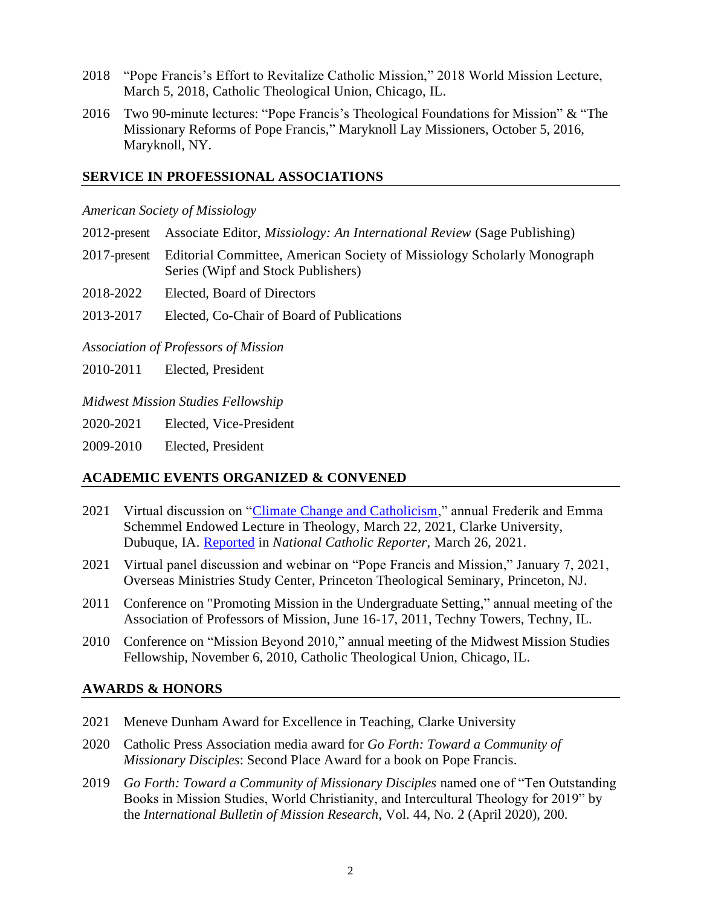2018 "Pope Francis's Effort to Revitalize Catholic Mission," 2018 World Mission Lecture, March 5, 2018, Catholic Theological Union, Chicago, IL.

2016 Two 90-minute lectures: "Pope Francis's Theological Foundations for Mission" & "The Missionary Reforms of Pope Francis," Maryknoll Lay Missioners, October 5, 2016, Maryknoll, NY.

## SERVICE IN PROFESSIONAL ASSOCIATIONS

*American Society of Missiology*

2012-present Associate Editor, *Missiology: An International Review* (Sage Publishing)

2017-present Editorial Committee, American Society of Missiology Scholarly Monograph Series (Wipf and Stock Publishers)

2018-2022 Elected, Board of Directors

2013-2017 Elected, Co-Chair of Board of Publications

*Association of Professors of Mission*

2010-2011 Elected, President

*Midwest Mission Studies Fellowship*

2020-2021 Elected, Vice-President

2009-2010 Elected, President

## ACADEMIC EVENTS ORGANIZED & CONVENED

2021 Virtual discussion on "Climate Change and Catholicism," annual Frederik and Emma Schemmel Endowed Lecture in Theology, March 22, 2021, Clarke University, Dubuque, IA. Reported in *National Catholic Reporter*, March 26, 2021.

2021 Virtual panel discussion and webinar on "Pope Francis and Mission," January 7, 2021, Overseas Ministries Study Center, Princeton Theological Seminary, Princeton, NJ.

2011 Conference on "Promoting Mission in the Undergraduate Setting," annual meeting of the Association of Professors of Mission, June 16-17, 2011, Techny Towers, Techny, IL.

2010 Conference on "Mission Beyond 2010," annual meeting of the Midwest Mission Studies Fellowship, November 6, 2010, Catholic Theological Union, Chicago, IL.

## AWARDS & HONORS

2021 Meneve Dunham Award for Excellence in Teaching, Clarke University

2020 Catholic Press Association media award for *Go Forth: Toward a Community of Missionary Disciples*: Second Place Award for a book on Pope Francis.

2019 *Go Forth: Toward a Community of Missionary Disciples* named one of "Ten Outstanding Books in Mission Studies, World Christianity, and Intercultural Theology for 2019" by the *International Bulletin of Mission Research*, Vol. 44, No. 2 (April 2020), 200.